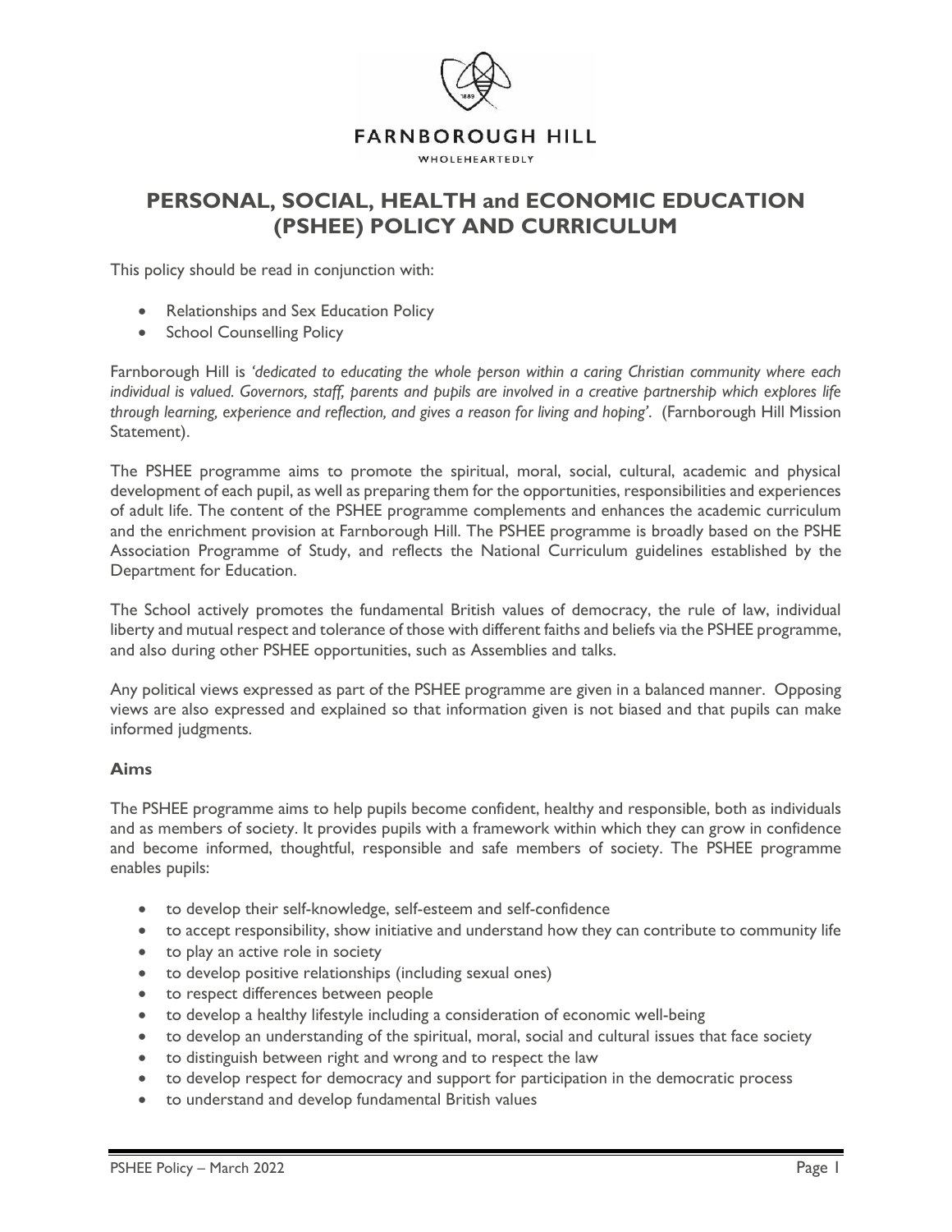FARNBOROUGH HILL

WHOLEHEARTEDLY

# PERSONAL, SOCIAL, HEALTH and ECONOMIC EDUCATION (PSHEE) POLICY AND CURRICULUM

This policy should be read in conjunction with:

- Relationships and Sex Education Policy
- School Counselling Policy

Farnborough Hill is *'dedicated to educating the whole person within a caring Christian community where each individual is valued. Governors, staff, parents and pupils are involved in a creative partnership which explores life through learning, experience and reflection, and gives a reason for living and hoping'*. (Farnborough Hill Mission Statement).

The PSHEE programme aims to promote the spiritual, moral, social, cultural, academic and physical development of each pupil, as well as preparing them for the opportunities, responsibilities and experiences of adult life. The content of the PSHEE programme complements and enhances the academic curriculum and the enrichment provision at Farnborough Hill. The PSHEE programme is broadly based on the PSHE Association Programme of Study, and reflects the National Curriculum guidelines established by the Department for Education.

The School actively promotes the fundamental British values of democracy, the rule of law, individual liberty and mutual respect and tolerance of those with different faiths and beliefs via the PSHEE programme, and also during other PSHEE opportunities, such as Assemblies and talks.

Any political views expressed as part of the PSHEE programme are given in a balanced manner. Opposing views are also expressed and explained so that information given is not biased and that pupils can make informed judgments.

### Aims

The PSHEE programme aims to help pupils become confident, healthy and responsible, both as individuals and as members of society. It provides pupils with a framework within which they can grow in confidence and become informed, thoughtful, responsible and safe members of society. The PSHEE programme enables pupils:

- to develop their self-knowledge, self-esteem and self-confidence
- to accept responsibility, show initiative and understand how they can contribute to community life
- to play an active role in society
- to develop positive relationships (including sexual ones)
- to respect differences between people
- to develop a healthy lifestyle including a consideration of economic well-being
- to develop an understanding of the spiritual, moral, social and cultural issues that face society
- to distinguish between right and wrong and to respect the law
- to develop respect for democracy and support for participation in the democratic process
- to understand and develop fundamental British values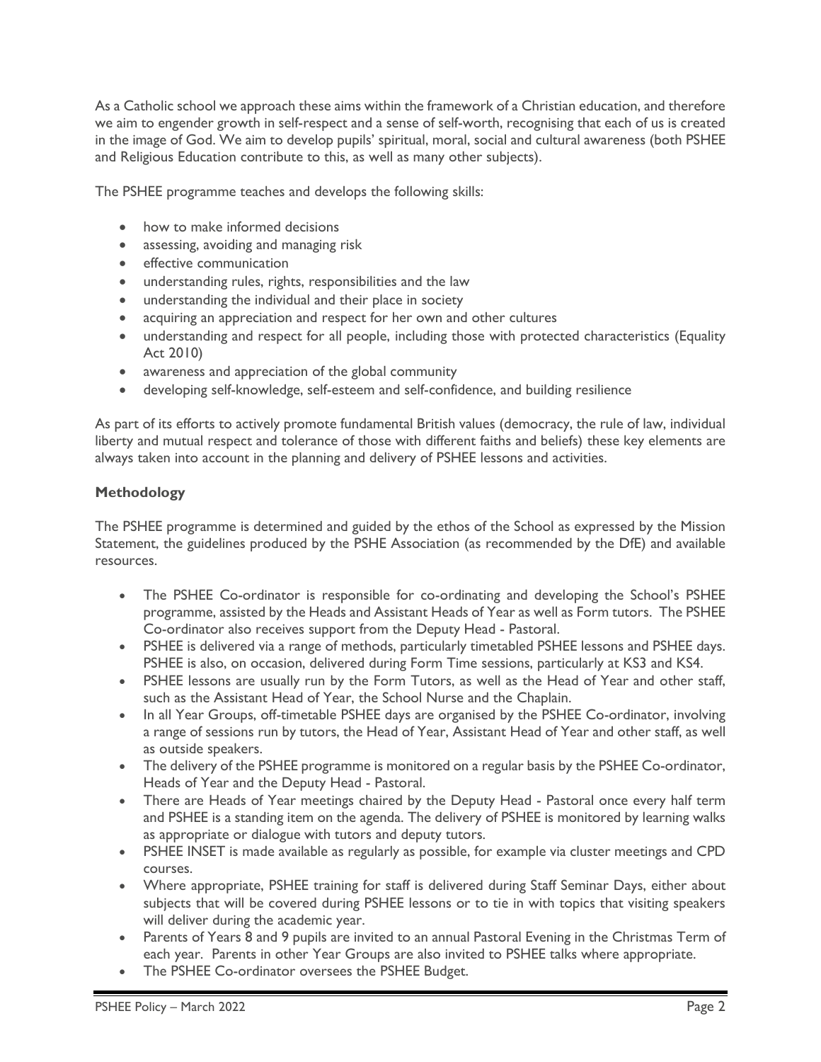As a Catholic school we approach these aims within the framework of a Christian education, and therefore we aim to engender growth in self-respect and a sense of self-worth, recognising that each of us is created in the image of God. We aim to develop pupils' spiritual, moral, social and cultural awareness (both PSHEE and Religious Education contribute to this, as well as many other subjects).

The PSHEE programme teaches and develops the following skills:

- how to make informed decisions
- assessing, avoiding and managing risk
- effective communication
- understanding rules, rights, responsibilities and the law
- understanding the individual and their place in society
- acquiring an appreciation and respect for her own and other cultures
- understanding and respect for all people, including those with protected characteristics (Equality Act 2010)
- awareness and appreciation of the global community
- developing self-knowledge, self-esteem and self-confidence, and building resilience

As part of its efforts to actively promote fundamental British values (democracy, the rule of law, individual liberty and mutual respect and tolerance of those with different faiths and beliefs) these key elements are always taken into account in the planning and delivery of PSHEE lessons and activities.

**Methodology**

The PSHEE programme is determined and guided by the ethos of the School as expressed by the Mission Statement, the guidelines produced by the PSHE Association (as recommended by the DfE) and available resources.

- The PSHEE Co-ordinator is responsible for co-ordinating and developing the School's PSHEE programme, assisted by the Heads and Assistant Heads of Year as well as Form tutors. The PSHEE Co-ordinator also receives support from the Deputy Head - Pastoral.
- PSHEE is delivered via a range of methods, particularly timetabled PSHEE lessons and PSHEE days. PSHEE is also, on occasion, delivered during Form Time sessions, particularly at KS3 and KS4.
- PSHEE lessons are usually run by the Form Tutors, as well as the Head of Year and other staff, such as the Assistant Head of Year, the School Nurse and the Chaplain.
- In all Year Groups, off-timetable PSHEE days are organised by the PSHEE Co-ordinator, involving a range of sessions run by tutors, the Head of Year, Assistant Head of Year and other staff, as well as outside speakers.
- The delivery of the PSHEE programme is monitored on a regular basis by the PSHEE Co-ordinator, Heads of Year and the Deputy Head - Pastoral.
- There are Heads of Year meetings chaired by the Deputy Head - Pastoral once every half term and PSHEE is a standing item on the agenda. The delivery of PSHEE is monitored by learning walks as appropriate or dialogue with tutors and deputy tutors.
- PSHEE INSET is made available as regularly as possible, for example via cluster meetings and CPD courses.
- Where appropriate, PSHEE training for staff is delivered during Staff Seminar Days, either about subjects that will be covered during PSHEE lessons or to tie in with topics that visiting speakers will deliver during the academic year.
- Parents of Years 8 and 9 pupils are invited to an annual Pastoral Evening in the Christmas Term of each year. Parents in other Year Groups are also invited to PSHEE talks where appropriate.
- The PSHEE Co-ordinator oversees the PSHEE Budget.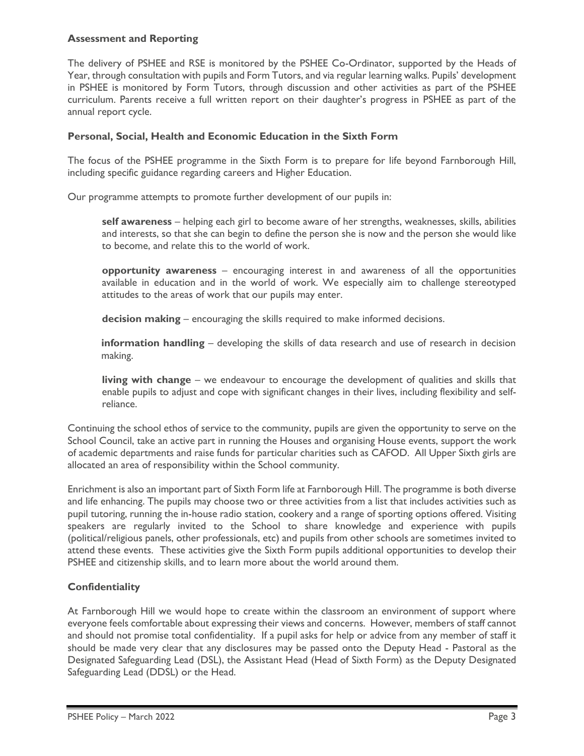## Assessment and Reporting

The delivery of PSHEE and RSE is monitored by the PSHEE Co-Ordinator, supported by the Heads of Year, through consultation with pupils and Form Tutors, and via regular learning walks. Pupils' development in PSHEE is monitored by Form Tutors, through discussion and other activities as part of the PSHEE curriculum. Parents receive a full written report on their daughter's progress in PSHEE as part of the annual report cycle.

## Personal, Social, Health and Economic Education in the Sixth Form

The focus of the PSHEE programme in the Sixth Form is to prepare for life beyond Farnborough Hill, including specific guidance regarding careers and Higher Education.

Our programme attempts to promote further development of our pupils in:

**self awareness** – helping each girl to become aware of her strengths, weaknesses, skills, abilities and interests, so that she can begin to define the person she is now and the person she would like to become, and relate this to the world of work.

**opportunity awareness** – encouraging interest in and awareness of all the opportunities available in education and in the world of work. We especially aim to challenge stereotyped attitudes to the areas of work that our pupils may enter.

**decision making** – encouraging the skills required to make informed decisions.

**information handling** – developing the skills of data research and use of research in decision making.

**living with change** – we endeavour to encourage the development of qualities and skills that enable pupils to adjust and cope with significant changes in their lives, including flexibility and self-reliance.

Continuing the school ethos of service to the community, pupils are given the opportunity to serve on the School Council, take an active part in running the Houses and organising House events, support the work of academic departments and raise funds for particular charities such as CAFOD. All Upper Sixth girls are allocated an area of responsibility within the School community.

Enrichment is also an important part of Sixth Form life at Farnborough Hill. The programme is both diverse and life enhancing. The pupils may choose two or three activities from a list that includes activities such as pupil tutoring, running the in-house radio station, cookery and a range of sporting options offered. Visiting speakers are regularly invited to the School to share knowledge and experience with pupils (political/religious panels, other professionals, etc) and pupils from other schools are sometimes invited to attend these events. These activities give the Sixth Form pupils additional opportunities to develop their PSHEE and citizenship skills, and to learn more about the world around them.

## Confidentiality

At Farnborough Hill we would hope to create within the classroom an environment of support where everyone feels comfortable about expressing their views and concerns. However, members of staff cannot and should not promise total confidentiality. If a pupil asks for help or advice from any member of staff it should be made very clear that any disclosures may be passed onto the Deputy Head - Pastoral as the Designated Safeguarding Lead (DSL), the Assistant Head (Head of Sixth Form) as the Deputy Designated Safeguarding Lead (DDSL) or the Head.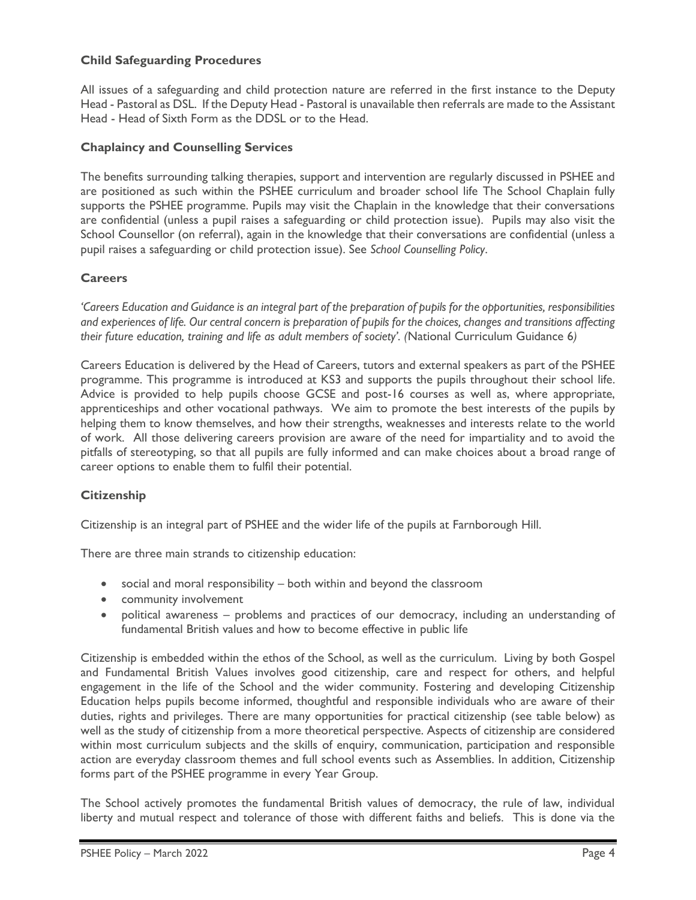### Child Safeguarding Procedures

All issues of a safeguarding and child protection nature are referred in the first instance to the Deputy Head - Pastoral as DSL. If the Deputy Head - Pastoral is unavailable then referrals are made to the Assistant Head - Head of Sixth Form as the DDSL or to the Head.

### Chaplaincy and Counselling Services

The benefits surrounding talking therapies, support and intervention are regularly discussed in PSHEE and are positioned as such within the PSHEE curriculum and broader school life The School Chaplain fully supports the PSHEE programme. Pupils may visit the Chaplain in the knowledge that their conversations are confidential (unless a pupil raises a safeguarding or child protection issue). Pupils may also visit the School Counsellor (on referral), again in the knowledge that their conversations are confidential (unless a pupil raises a safeguarding or child protection issue). See *School Counselling Policy*.

### Careers

*'Careers Education and Guidance is an integral part of the preparation of pupils for the opportunities, responsibilities and experiences of life. Our central concern is preparation of pupils for the choices, changes and transitions affecting their future education, training and life as adult members of society'. (*National Curriculum Guidance 6*)*

Careers Education is delivered by the Head of Careers, tutors and external speakers as part of the PSHEE programme. This programme is introduced at KS3 and supports the pupils throughout their school life. Advice is provided to help pupils choose GCSE and post-16 courses as well as, where appropriate, apprenticeships and other vocational pathways. We aim to promote the best interests of the pupils by helping them to know themselves, and how their strengths, weaknesses and interests relate to the world of work. All those delivering careers provision are aware of the need for impartiality and to avoid the pitfalls of stereotyping, so that all pupils are fully informed and can make choices about a broad range of career options to enable them to fulfil their potential.

### Citizenship

Citizenship is an integral part of PSHEE and the wider life of the pupils at Farnborough Hill.

There are three main strands to citizenship education:

- social and moral responsibility – both within and beyond the classroom
- community involvement
- political awareness – problems and practices of our democracy, including an understanding of fundamental British values and how to become effective in public life

Citizenship is embedded within the ethos of the School, as well as the curriculum. Living by both Gospel and Fundamental British Values involves good citizenship, care and respect for others, and helpful engagement in the life of the School and the wider community. Fostering and developing Citizenship Education helps pupils become informed, thoughtful and responsible individuals who are aware of their duties, rights and privileges. There are many opportunities for practical citizenship (see table below) as well as the study of citizenship from a more theoretical perspective. Aspects of citizenship are considered within most curriculum subjects and the skills of enquiry, communication, participation and responsible action are everyday classroom themes and full school events such as Assemblies. In addition, Citizenship forms part of the PSHEE programme in every Year Group.

The School actively promotes the fundamental British values of democracy, the rule of law, individual liberty and mutual respect and tolerance of those with different faiths and beliefs. This is done via the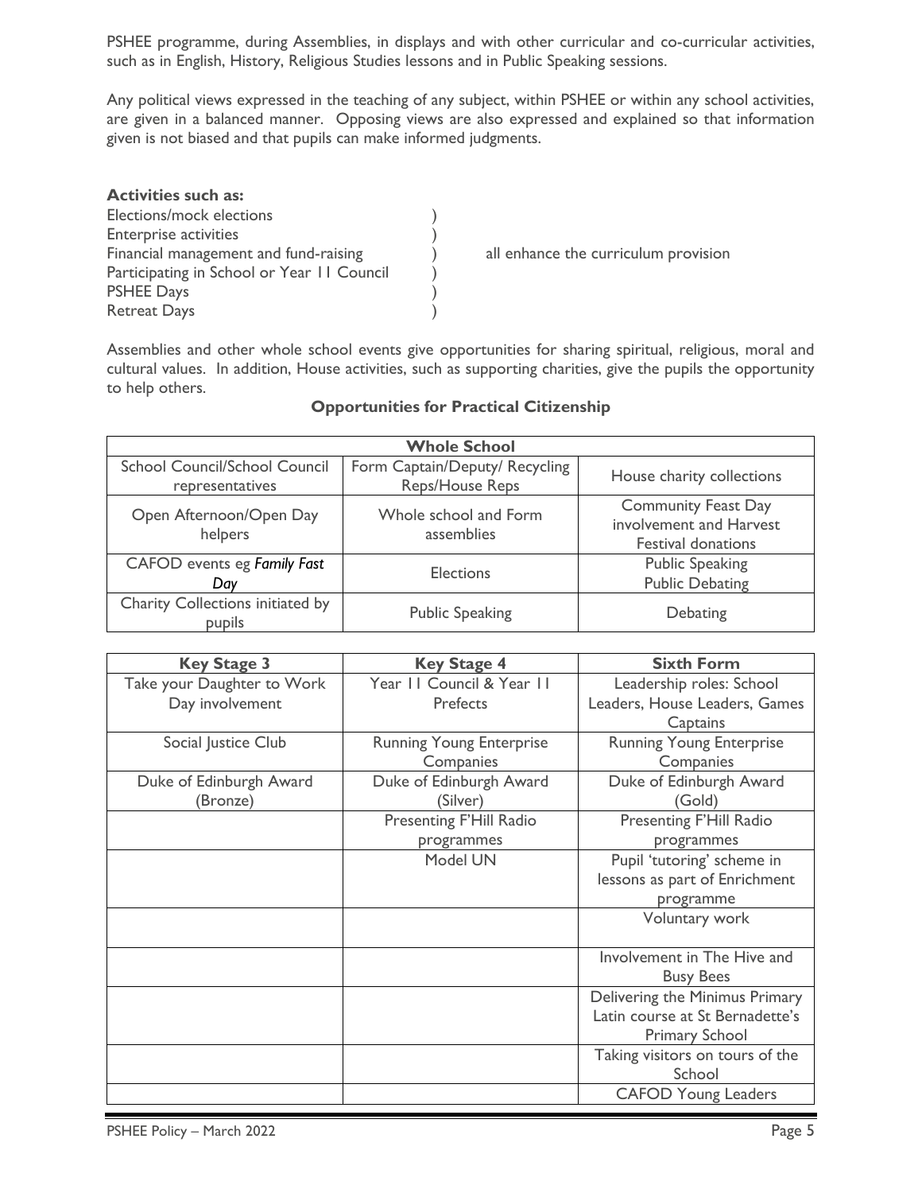PSHEE programme, during Assemblies, in displays and with other curricular and co-curricular activities, such as in English, History, Religious Studies lessons and in Public Speaking sessions.

Any political views expressed in the teaching of any subject, within PSHEE or within any school activities, are given in a balanced manner. Opposing views are also expressed and explained so that information given is not biased and that pupils can make informed judgments.

**Activities such as:**

Elections/mock elections )
Enterprise activities )
Financial management and fund-raising ) all enhance the curriculum provision
Participating in School or Year 11 Council )
PSHEE Days )
Retreat Days )

Assemblies and other whole school events give opportunities for sharing spiritual, religious, moral and cultural values. In addition, House activities, such as supporting charities, give the pupils the opportunity to help others.

**Opportunities for Practical Citizenship**

| **Whole School** | | |
|---|---|---|
| School Council/School Council representatives | Form Captain/Deputy/ Recycling Reps/House Reps | House charity collections |
| Open Afternoon/Open Day helpers | Whole school and Form assemblies | Community Feast Day involvement and Harvest Festival donations |
| CAFOD events eg *Family Fast Day* | Elections | Public Speaking Public Debating |
| Charity Collections initiated by pupils | Public Speaking | Debating |

| **Key Stage 3** | **Key Stage 4** | **Sixth Form** |
|---|---|---|
| Take your Daughter to Work Day involvement | Year 11 Council & Year 11 Prefects | Leadership roles: School Leaders, House Leaders, Games Captains |
| Social Justice Club | Running Young Enterprise Companies | Running Young Enterprise Companies |
| Duke of Edinburgh Award (Bronze) | Duke of Edinburgh Award (Silver) | Duke of Edinburgh Award (Gold) |
| | Presenting F'Hill Radio programmes | Presenting F'Hill Radio programmes |
| | Model UN | Pupil 'tutoring' scheme in lessons as part of Enrichment programme |
| | | Voluntary work |
| | | Involvement in The Hive and Busy Bees |
| | | Delivering the Minimus Primary Latin course at St Bernadette's Primary School |
| | | Taking visitors on tours of the School |
| | | CAFOD Young Leaders |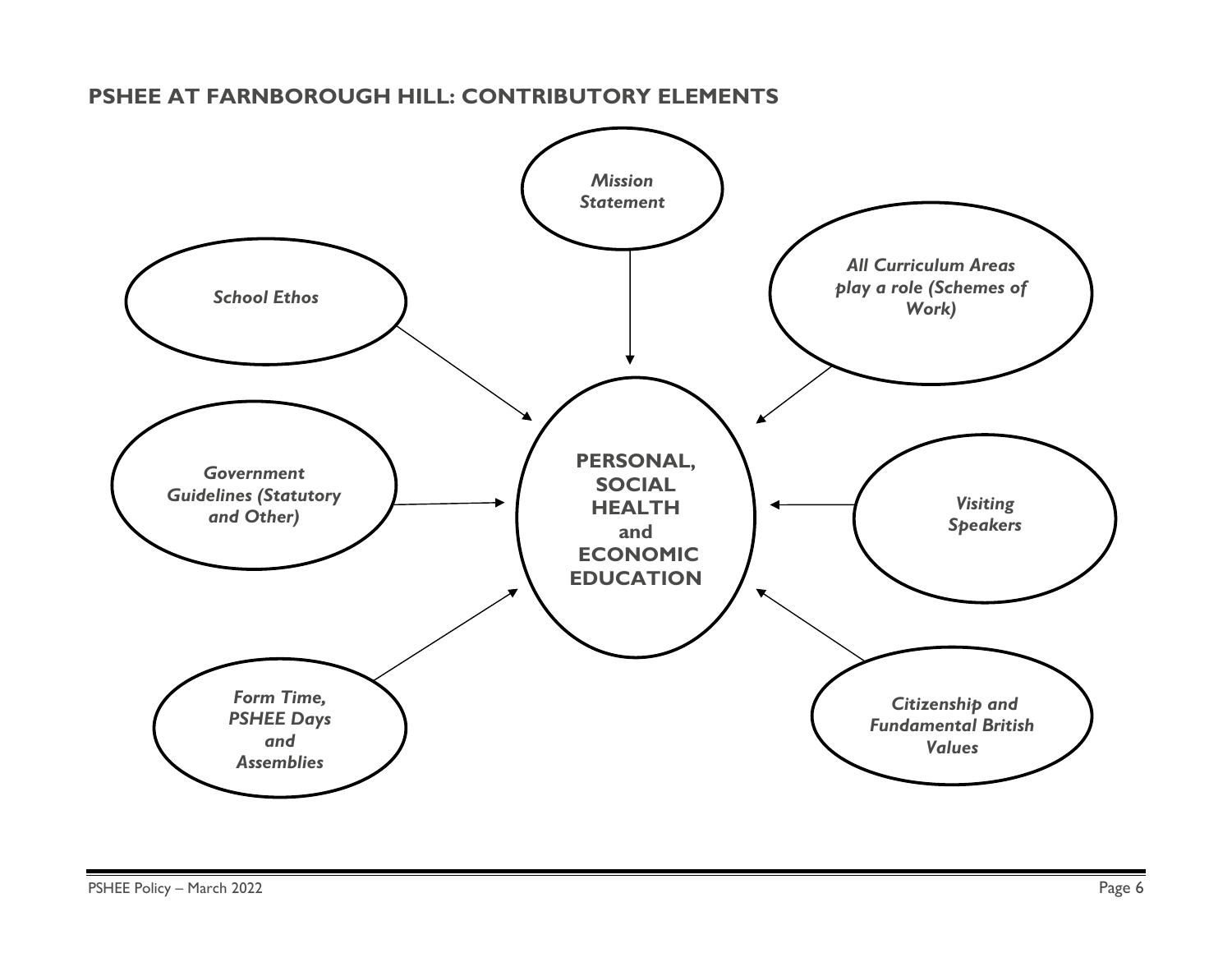## PSHEE AT FARNBOROUGH HILL: CONTRIBUTORY ELEMENTS

**PERSONAL, SOCIAL HEALTH and ECONOMIC EDUCATION**

Contributory elements (each feeding into Personal, Social Health and Economic Education):

- *Mission Statement*
- *School Ethos*
- *All Curriculum Areas play a role (Schemes of Work)*
- *Government Guidelines (Statutory and Other)*
- *Visiting Speakers*
- *Form Time, PSHEE Days and Assemblies*
- *Citizenship and Fundamental British Values*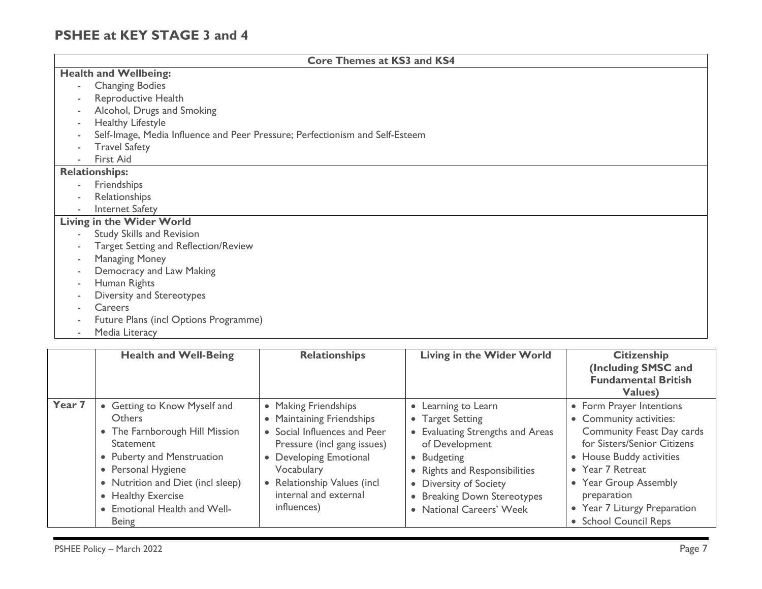# PSHEE at KEY STAGE 3 and 4

| Core Themes at KS3 and KS4 |
|---|
| **Health and Wellbeing:**<br>- Changing Bodies<br>- Reproductive Health<br>- Alcohol, Drugs and Smoking<br>- Healthy Lifestyle<br>- Self-Image, Media Influence and Peer Pressure; Perfectionism and Self-Esteem<br>- Travel Safety<br>- First Aid |
| **Relationships:**<br>- Friendships<br>- Relationships<br>- Internet Safety |
| **Living in the Wider World**<br>- Study Skills and Revision<br>- Target Setting and Reflection/Review<br>- Managing Money<br>- Democracy and Law Making<br>- Human Rights<br>- Diversity and Stereotypes<br>- Careers<br>- Future Plans (incl Options Programme)<br>- Media Literacy |

| | Health and Well-Being | Relationships | Living in the Wider World | Citizenship (Including SMSC and Fundamental British Values) |
|---|---|---|---|---|
| **Year 7** | • Getting to Know Myself and Others<br>• The Farnborough Hill Mission Statement<br>• Puberty and Menstruation<br>• Personal Hygiene<br>• Nutrition and Diet (incl sleep)<br>• Healthy Exercise<br>• Emotional Health and Well-Being | • Making Friendships<br>• Maintaining Friendships<br>• Social Influences and Peer Pressure (incl gang issues)<br>• Developing Emotional Vocabulary<br>• Relationship Values (incl internal and external influences) | • Learning to Learn<br>• Target Setting<br>• Evaluating Strengths and Areas of Development<br>• Budgeting<br>• Rights and Responsibilities<br>• Diversity of Society<br>• Breaking Down Stereotypes<br>• National Careers' Week | • Form Prayer Intentions<br>• Community activities: Community Feast Day cards for Sisters/Senior Citizens<br>• House Buddy activities<br>• Year 7 Retreat<br>• Year Group Assembly preparation<br>• Year 7 Liturgy Preparation<br>• School Council Reps |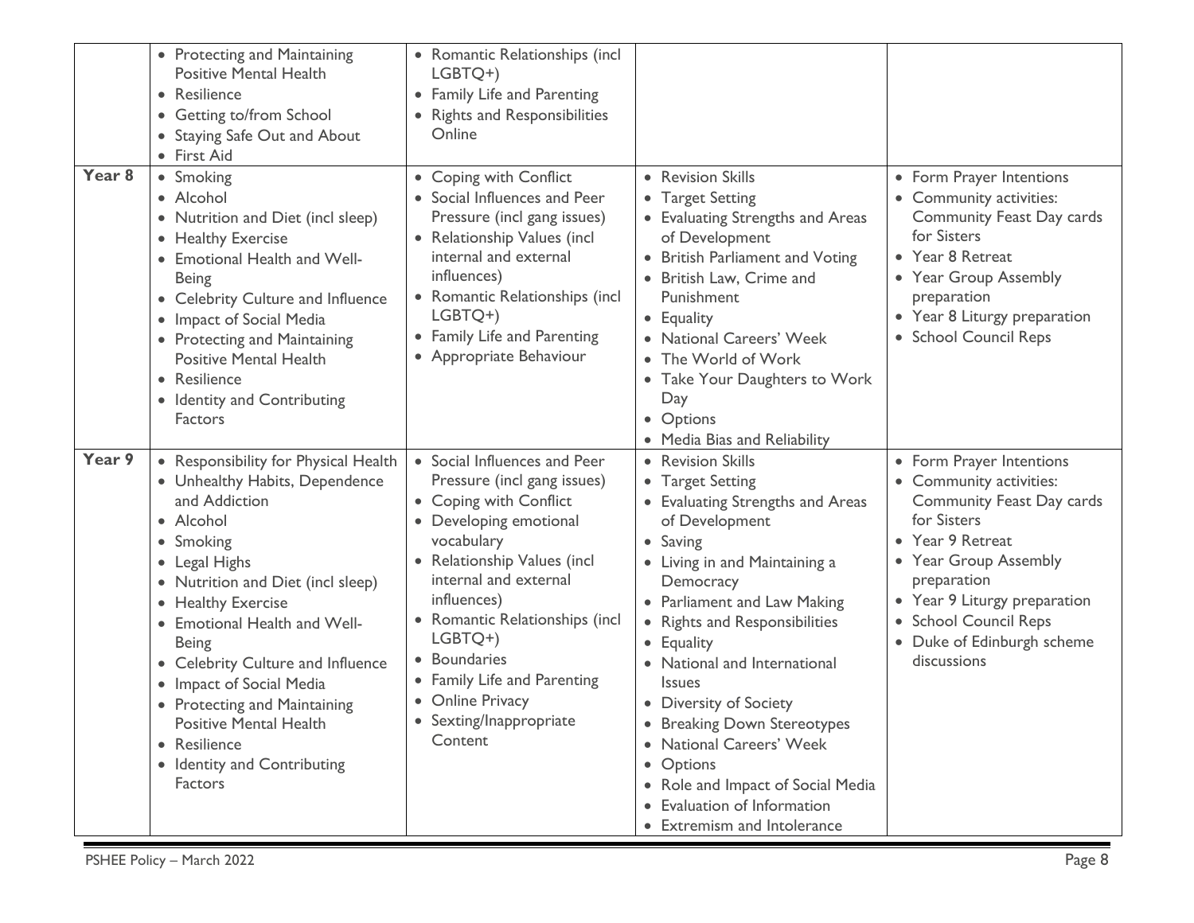| | | | | |
|---|---|---|---|---|
| | • Protecting and Maintaining Positive Mental Health<br>• Resilience<br>• Getting to/from School<br>• Staying Safe Out and About<br>• First Aid | • Romantic Relationships (incl LGBTQ+)<br>• Family Life and Parenting<br>• Rights and Responsibilities Online | | |
| **Year 8** | • Smoking<br>• Alcohol<br>• Nutrition and Diet (incl sleep)<br>• Healthy Exercise<br>• Emotional Health and Well-Being<br>• Celebrity Culture and Influence<br>• Impact of Social Media<br>• Protecting and Maintaining Positive Mental Health<br>• Resilience<br>• Identity and Contributing Factors | • Coping with Conflict<br>• Social Influences and Peer Pressure (incl gang issues)<br>• Relationship Values (incl internal and external influences)<br>• Romantic Relationships (incl LGBTQ+)<br>• Family Life and Parenting<br>• Appropriate Behaviour | • Revision Skills<br>• Target Setting<br>• Evaluating Strengths and Areas of Development<br>• British Parliament and Voting<br>• British Law, Crime and Punishment<br>• Equality<br>• National Careers' Week<br>• The World of Work<br>• Take Your Daughters to Work Day<br>• Options<br>• Media Bias and Reliability | • Form Prayer Intentions<br>• Community activities: Community Feast Day cards for Sisters<br>• Year 8 Retreat<br>• Year Group Assembly preparation<br>• Year 8 Liturgy preparation<br>• School Council Reps |
| **Year 9** | • Responsibility for Physical Health<br>• Unhealthy Habits, Dependence and Addiction<br>• Alcohol<br>• Smoking<br>• Legal Highs<br>• Nutrition and Diet (incl sleep)<br>• Healthy Exercise<br>• Emotional Health and Well-Being<br>• Celebrity Culture and Influence<br>• Impact of Social Media<br>• Protecting and Maintaining Positive Mental Health<br>• Resilience<br>• Identity and Contributing Factors | • Social Influences and Peer Pressure (incl gang issues)<br>• Coping with Conflict<br>• Developing emotional vocabulary<br>• Relationship Values (incl internal and external influences)<br>• Romantic Relationships (incl LGBTQ+)<br>• Boundaries<br>• Family Life and Parenting<br>• Online Privacy<br>• Sexting/Inappropriate Content | • Revision Skills<br>• Target Setting<br>• Evaluating Strengths and Areas of Development<br>• Saving<br>• Living in and Maintaining a Democracy<br>• Parliament and Law Making<br>• Rights and Responsibilities<br>• Equality<br>• National and International Issues<br>• Diversity of Society<br>• Breaking Down Stereotypes<br>• National Careers' Week<br>• Options<br>• Role and Impact of Social Media<br>• Evaluation of Information<br>• Extremism and Intolerance | • Form Prayer Intentions<br>• Community activities: Community Feast Day cards for Sisters<br>• Year 9 Retreat<br>• Year Group Assembly preparation<br>• Year 9 Liturgy preparation<br>• School Council Reps<br>• Duke of Edinburgh scheme discussions |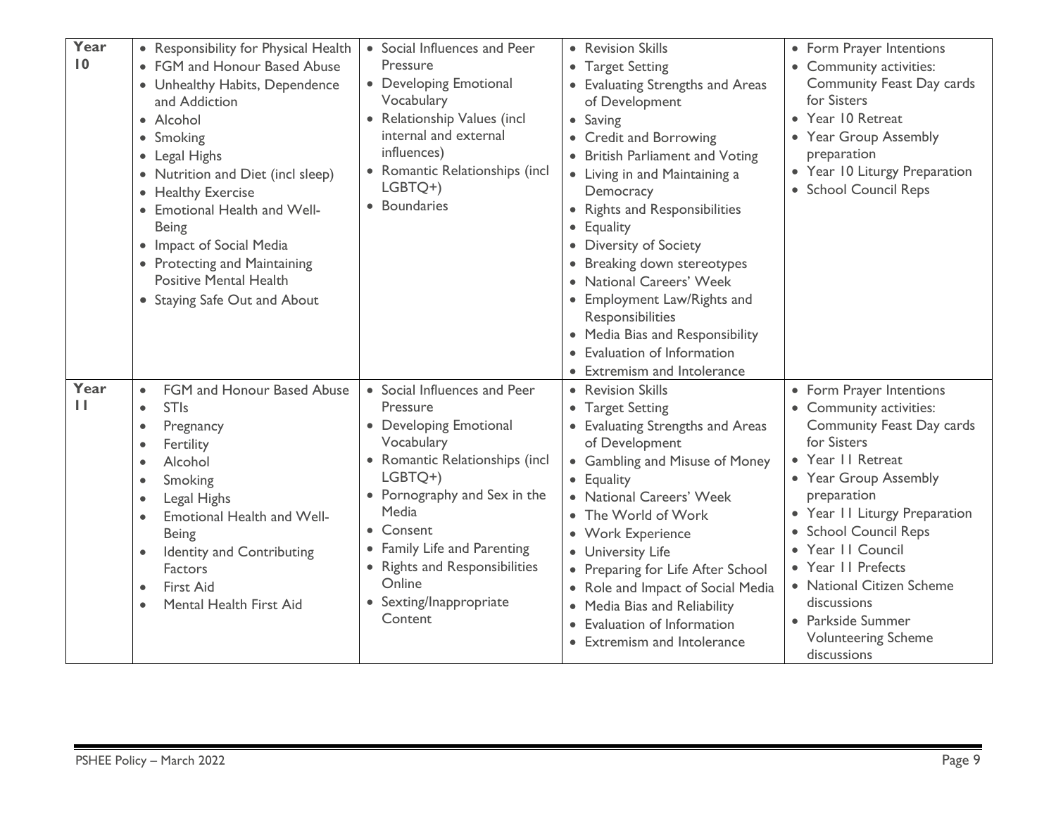| | | | | |
|---|---|---|---|---|
| **Year 10** | • Responsibility for Physical Health<br>• FGM and Honour Based Abuse<br>• Unhealthy Habits, Dependence and Addiction<br>• Alcohol<br>• Smoking<br>• Legal Highs<br>• Nutrition and Diet (incl sleep)<br>• Healthy Exercise<br>• Emotional Health and Well-Being<br>• Impact of Social Media<br>• Protecting and Maintaining Positive Mental Health<br>• Staying Safe Out and About | • Social Influences and Peer Pressure<br>• Developing Emotional Vocabulary<br>• Relationship Values (incl internal and external influences)<br>• Romantic Relationships (incl LGBTQ+)<br>• Boundaries | • Revision Skills<br>• Target Setting<br>• Evaluating Strengths and Areas of Development<br>• Saving<br>• Credit and Borrowing<br>• British Parliament and Voting<br>• Living in and Maintaining a Democracy<br>• Rights and Responsibilities<br>• Equality<br>• Diversity of Society<br>• Breaking down stereotypes<br>• National Careers' Week<br>• Employment Law/Rights and Responsibilities<br>• Media Bias and Responsibility<br>• Evaluation of Information<br>• Extremism and Intolerance | • Form Prayer Intentions<br>• Community activities: Community Feast Day cards for Sisters<br>• Year 10 Retreat<br>• Year Group Assembly preparation<br>• Year 10 Liturgy Preparation<br>• School Council Reps |
| **Year 11** | • FGM and Honour Based Abuse<br>• STIs<br>• Pregnancy<br>• Fertility<br>• Alcohol<br>• Smoking<br>• Legal Highs<br>• Emotional Health and Well-Being<br>• Identity and Contributing Factors<br>• First Aid<br>• Mental Health First Aid | • Social Influences and Peer Pressure<br>• Developing Emotional Vocabulary<br>• Romantic Relationships (incl LGBTQ+)<br>• Pornography and Sex in the Media<br>• Consent<br>• Family Life and Parenting<br>• Rights and Responsibilities Online<br>• Sexting/Inappropriate Content | • Revision Skills<br>• Target Setting<br>• Evaluating Strengths and Areas of Development<br>• Gambling and Misuse of Money<br>• Equality<br>• National Careers' Week<br>• The World of Work<br>• Work Experience<br>• University Life<br>• Preparing for Life After School<br>• Role and Impact of Social Media<br>• Media Bias and Reliability<br>• Evaluation of Information<br>• Extremism and Intolerance | • Form Prayer Intentions<br>• Community activities: Community Feast Day cards for Sisters<br>• Year 11 Retreat<br>• Year Group Assembly preparation<br>• Year 11 Liturgy Preparation<br>• School Council Reps<br>• Year 11 Council<br>• Year 11 Prefects<br>• National Citizen Scheme discussions<br>• Parkside Summer Volunteering Scheme discussions |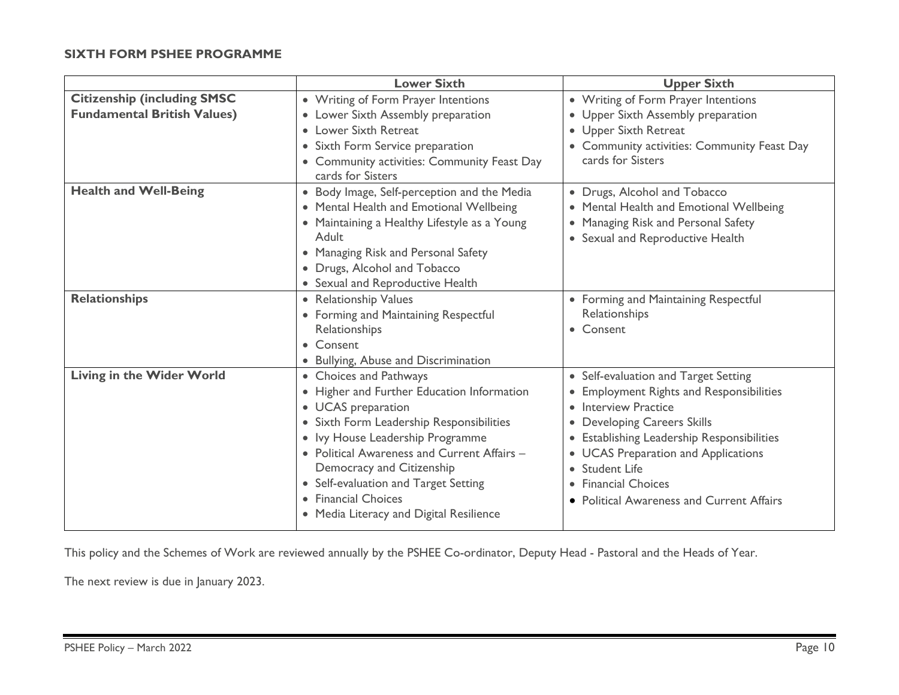**SIXTH FORM PSHEE PROGRAMME**

| | Lower Sixth | Upper Sixth |
|---|---|---|
| **Citizenship (including SMSC Fundamental British Values)** | • Writing of Form Prayer Intentions<br>• Lower Sixth Assembly preparation<br>• Lower Sixth Retreat<br>• Sixth Form Service preparation<br>• Community activities: Community Feast Day cards for Sisters | • Writing of Form Prayer Intentions<br>• Upper Sixth Assembly preparation<br>• Upper Sixth Retreat<br>• Community activities: Community Feast Day cards for Sisters |
| **Health and Well-Being** | • Body Image, Self-perception and the Media<br>• Mental Health and Emotional Wellbeing<br>• Maintaining a Healthy Lifestyle as a Young Adult<br>• Managing Risk and Personal Safety<br>• Drugs, Alcohol and Tobacco<br>• Sexual and Reproductive Health | • Drugs, Alcohol and Tobacco<br>• Mental Health and Emotional Wellbeing<br>• Managing Risk and Personal Safety<br>• Sexual and Reproductive Health |
| **Relationships** | • Relationship Values<br>• Forming and Maintaining Respectful Relationships<br>• Consent<br>• Bullying, Abuse and Discrimination | • Forming and Maintaining Respectful Relationships<br>• Consent |
| **Living in the Wider World** | • Choices and Pathways<br>• Higher and Further Education Information<br>• UCAS preparation<br>• Sixth Form Leadership Responsibilities<br>• Ivy House Leadership Programme<br>• Political Awareness and Current Affairs – Democracy and Citizenship<br>• Self-evaluation and Target Setting<br>• Financial Choices<br>• Media Literacy and Digital Resilience | • Self-evaluation and Target Setting<br>• Employment Rights and Responsibilities<br>• Interview Practice<br>• Developing Careers Skills<br>• Establishing Leadership Responsibilities<br>• UCAS Preparation and Applications<br>• Student Life<br>• Financial Choices<br>• Political Awareness and Current Affairs |

This policy and the Schemes of Work are reviewed annually by the PSHEE Co-ordinator, Deputy Head - Pastoral and the Heads of Year.

The next review is due in January 2023.